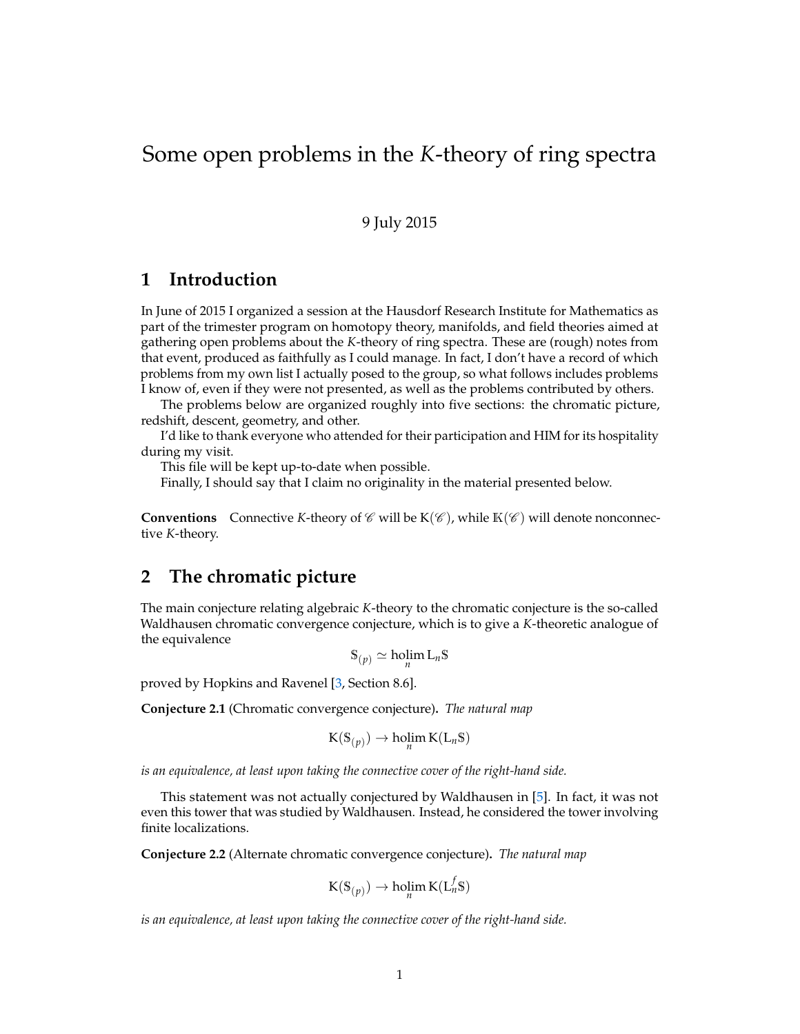# Some open problems in the $K$-theory of ring spectra

9 July 2015

## 1 Introduction

In June of 2015 I organized a session at the Hausdorf Research Institute for Mathematics as part of the trimester program on homotopy theory, manifolds, and field theories aimed at gathering open problems about the $K$-theory of ring spectra. These are (rough) notes from that event, produced as faithfully as I could manage. In fact, I don't have a record of which problems from my own list I actually posed to the group, so what follows includes problems I know of, even if they were not presented, as well as the problems contributed by others.

The problems below are organized roughly into five sections: the chromatic picture, redshift, descent, geometry, and other.

I'd like to thank everyone who attended for their participation and HIM for its hospitality during my visit.

This file will be kept up-to-date when possible.

Finally, I should say that I claim no originality in the material presented below.

**Conventions** Connective $K$-theory of $\mathscr{C}$ will be $\mathrm{K}(\mathscr{C})$, while $\mathbb{K}(\mathscr{C})$ will denote nonconnective $K$-theory.

## 2 The chromatic picture

The main conjecture relating algebraic $K$-theory to the chromatic conjecture is the so-called Waldhausen chromatic convergence conjecture, which is to give a $K$-theoretic analogue of the equivalence

$$\mathbb{S}_{(p)} \simeq \operatorname*{holim}_n \mathrm{L}_n \mathbb{S}$$

proved by Hopkins and Ravenel [3, Section 8.6].

**Conjecture 2.1** (Chromatic convergence conjecture)**.** *The natural map*

$$\mathrm{K}(\mathbb{S}_{(p)}) \to \operatorname*{holim}_n \mathrm{K}(\mathrm{L}_n \mathbb{S})$$

*is an equivalence, at least upon taking the connective cover of the right-hand side.*

This statement was not actually conjectured by Waldhausen in [5]. In fact, it was not even this tower that was studied by Waldhausen. Instead, he considered the tower involving finite localizations.

**Conjecture 2.2** (Alternate chromatic convergence conjecture)**.** *The natural map*

$$\mathrm{K}(\mathbb{S}_{(p)}) \to \operatorname*{holim}_n \mathrm{K}(\mathrm{L}_n^f \mathbb{S})$$

*is an equivalence, at least upon taking the connective cover of the right-hand side.*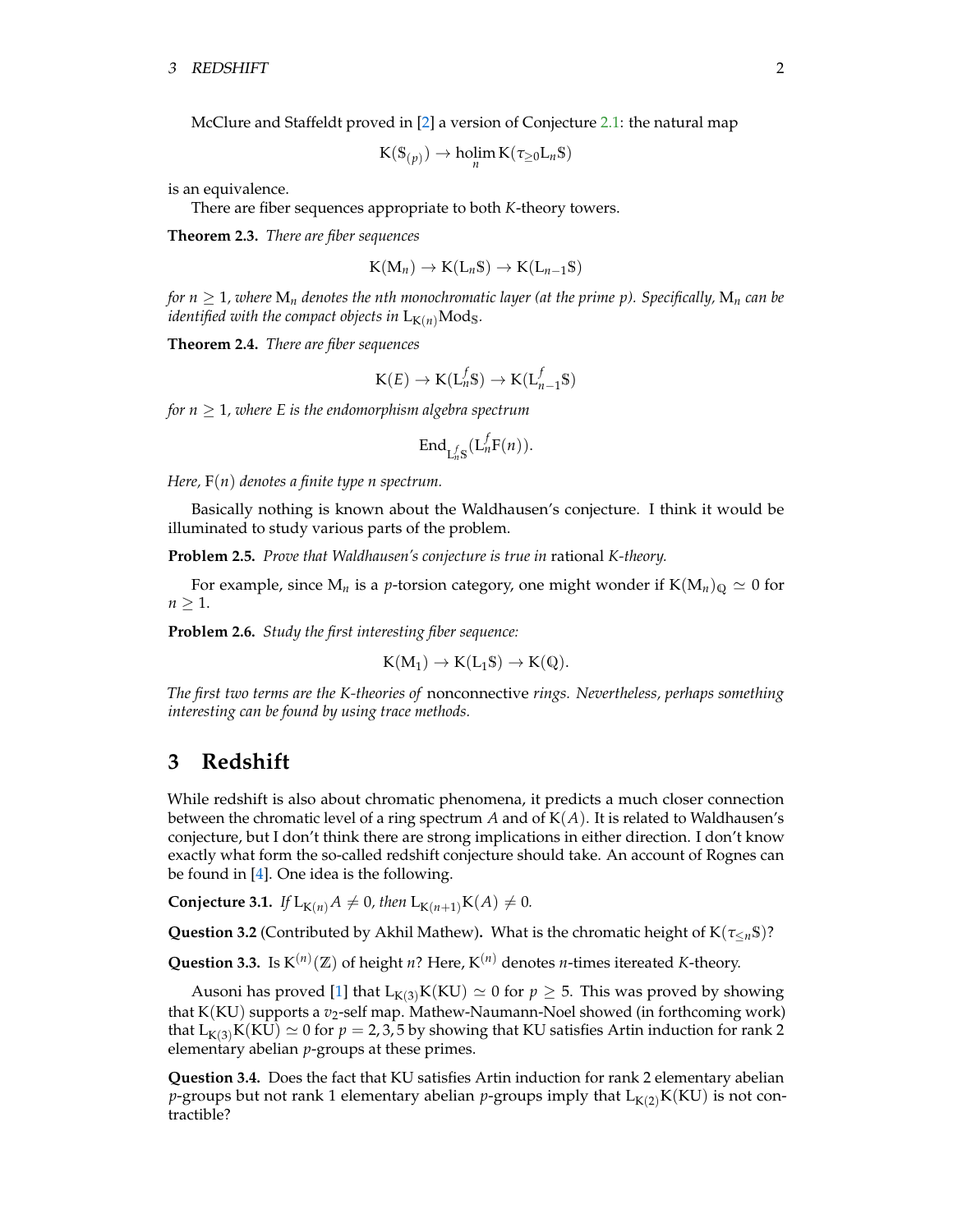McClure and Staffeldt proved in [2] a version of Conjecture 2.1: the natural map

$$\mathrm{K}(\mathbb{S}_{(p)}) \to \operatorname*{holim}_n \mathrm{K}(\tau_{\geq 0}\mathrm{L}_n\mathbb{S})$$

is an equivalence.

There are fiber sequences appropriate to both $K$-theory towers.

**Theorem 2.3.** *There are fiber sequences*

$$\mathrm{K}(\mathrm{M}_n) \to \mathrm{K}(\mathrm{L}_n\mathbb{S}) \to \mathrm{K}(\mathrm{L}_{n-1}\mathbb{S})$$

*for $n \geq 1$, where $\mathrm{M}_n$ denotes the nth monochromatic layer (at the prime $p$). Specifically, $\mathrm{M}_n$ can be identified with the compact objects in $\mathrm{L}_{\mathrm{K}(n)}\mathrm{Mod}_{\mathbb{S}}$.*

**Theorem 2.4.** *There are fiber sequences*

$$\mathrm{K}(E) \to \mathrm{K}(\mathrm{L}_n^f\mathbb{S}) \to \mathrm{K}(\mathrm{L}_{n-1}^f\mathbb{S})$$

*for $n \geq 1$, where $E$ is the endomorphism algebra spectrum*

$$\mathrm{End}_{\mathrm{L}_n^f\mathbb{S}}(\mathrm{L}_n^f\mathrm{F}(n)).$$

*Here, $\mathrm{F}(n)$ denotes a finite type $n$ spectrum.*

Basically nothing is known about the Waldhausen's conjecture. I think it would be illuminated to study various parts of the problem.

**Problem 2.5.** *Prove that Waldhausen's conjecture is true in* rational *K-theory.*

For example, since $\mathrm{M}_n$ is a $p$-torsion category, one might wonder if $\mathrm{K}(\mathrm{M}_n)_{\mathbb{Q}} \simeq 0$ for $n \geq 1$.

**Problem 2.6.** *Study the first interesting fiber sequence:*

$$\mathrm{K}(\mathrm{M}_1) \to \mathrm{K}(\mathrm{L}_1\mathbb{S}) \to \mathrm{K}(\mathbb{Q}).$$

*The first two terms are the K-theories of* nonconnective *rings. Nevertheless, perhaps something interesting can be found by using trace methods.*

## 3 Redshift

While redshift is also about chromatic phenomena, it predicts a much closer connection between the chromatic level of a ring spectrum $A$ and of $\mathrm{K}(A)$. It is related to Waldhausen's conjecture, but I don't think there are strong implications in either direction. I don't know exactly what form the so-called redshift conjecture should take. An account of Rognes can be found in [4]. One idea is the following.

**Conjecture 3.1.** *If $\mathrm{L}_{\mathrm{K}(n)}A \neq 0$, then $\mathrm{L}_{\mathrm{K}(n+1)}\mathrm{K}(A) \neq 0$.*

**Question 3.2** (Contributed by Akhil Mathew)**.** What is the chromatic height of $\mathrm{K}(\tau_{\leq n}\mathbb{S})$?

**Question 3.3.** Is $\mathrm{K}^{(n)}(\mathbb{Z})$ of height $n$? Here, $\mathrm{K}^{(n)}$ denotes $n$-times itereated $K$-theory.

Ausoni has proved [1] that $\mathrm{L}_{\mathrm{K}(3)}\mathrm{K}(\mathrm{KU}) \simeq 0$ for $p \geq 5$. This was proved by showing that $\mathrm{K}(\mathrm{KU})$ supports a $v_2$-self map. Mathew-Naumann-Noel showed (in forthcoming work) that $\mathrm{L}_{\mathrm{K}(3)}\mathrm{K}(\mathrm{KU}) \simeq 0$ for $p = 2, 3, 5$ by showing that KU satisfies Artin induction for rank 2 elementary abelian $p$-groups at these primes.

**Question 3.4.** Does the fact that KU satisfies Artin induction for rank 2 elementary abelian $p$-groups but not rank 1 elementary abelian $p$-groups imply that $\mathrm{L}_{\mathrm{K}(2)}\mathrm{K}(\mathrm{KU})$ is not contractible?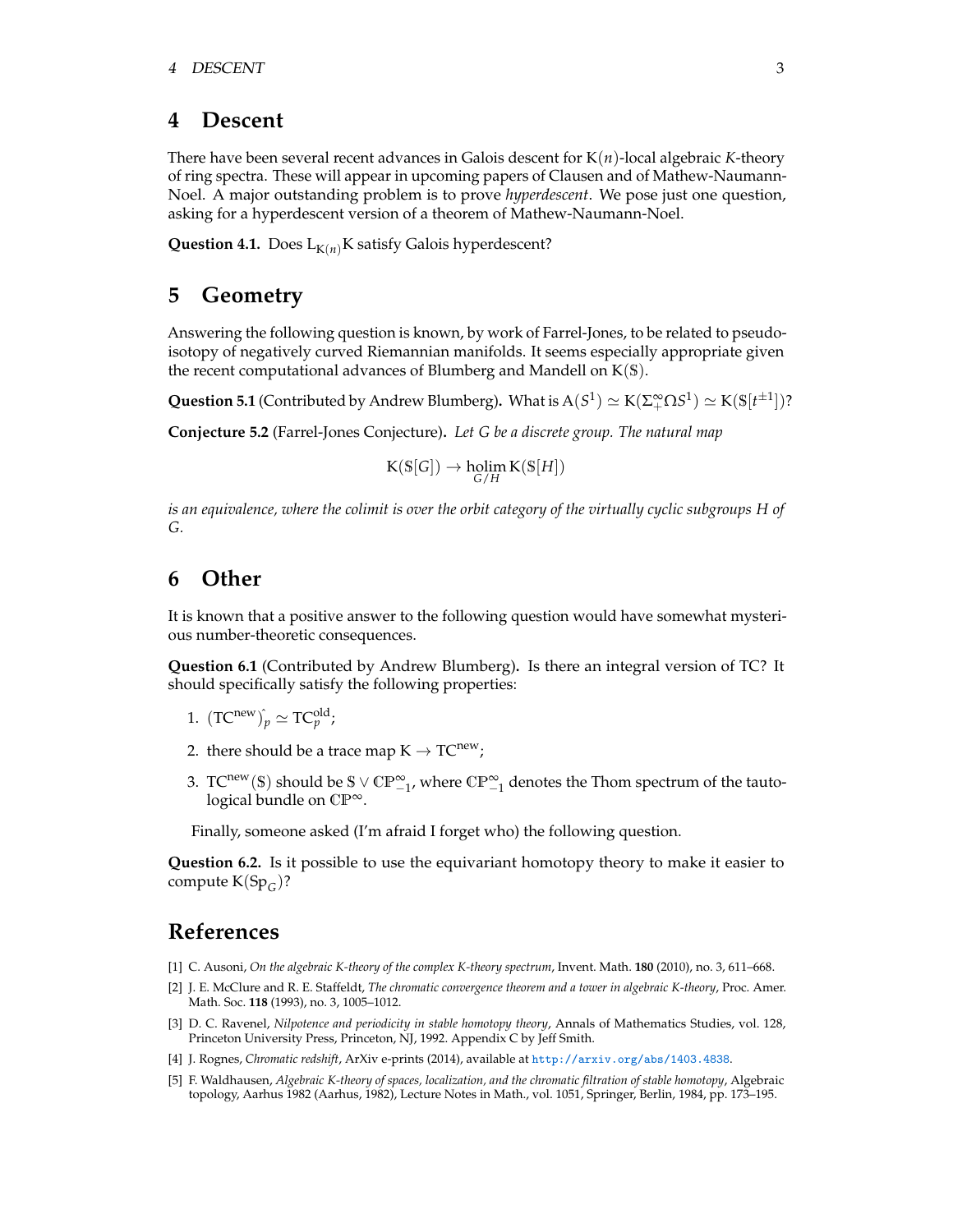# 4 Descent

There have been several recent advances in Galois descent for $\mathrm{K}(n)$-local algebraic $K$-theory of ring spectra. These will appear in upcoming papers of Clausen and of Mathew-Naumann-Noel. A major outstanding problem is to prove *hyperdescent*. We pose just one question, asking for a hyperdescent version of a theorem of Mathew-Naumann-Noel.

**Question 4.1.** Does $\mathrm{L}_{\mathrm{K}(n)}\mathrm{K}$ satisfy Galois hyperdescent?

# 5 Geometry

Answering the following question is known, by work of Farrel-Jones, to be related to pseudo-isotopy of negatively curved Riemannian manifolds. It seems especially appropriate given the recent computational advances of Blumberg and Mandell on $\mathrm{K}(\mathbb{S})$.

**Question 5.1** (Contributed by Andrew Blumberg)**.** What is $\mathrm{A}(S^1) \simeq \mathrm{K}(\Sigma^\infty_+ \Omega S^1) \simeq \mathrm{K}(\mathbb{S}[t^{\pm 1}])$?

**Conjecture 5.2** (Farrel-Jones Conjecture)**.** *Let $G$ be a discrete group. The natural map*

$$\mathrm{K}(\mathbb{S}[G]) \to \operatorname*{holim}_{G/H} \mathrm{K}(\mathbb{S}[H])$$

*is an equivalence, where the colimit is over the orbit category of the virtually cyclic subgroups $H$ of $G$.*

# 6 Other

It is known that a positive answer to the following question would have somewhat mysterious number-theoretic consequences.

**Question 6.1** (Contributed by Andrew Blumberg)**.** Is there an integral version of TC? It should specifically satisfy the following properties:

1. $(\mathrm{TC}^{\mathrm{new}})^{\wedge}_p \simeq \mathrm{TC}^{\mathrm{old}}_p$;
2. there should be a trace map $\mathrm{K} \to \mathrm{TC}^{\mathrm{new}}$;
3. $\mathrm{TC}^{\mathrm{new}}(\mathbb{S})$ should be $\mathbb{S} \vee \mathbb{CP}^\infty_{-1}$, where $\mathbb{CP}^\infty_{-1}$ denotes the Thom spectrum of the tautological bundle on $\mathbb{CP}^\infty$.

Finally, someone asked (I'm afraid I forget who) the following question.

**Question 6.2.** Is it possible to use the equivariant homotopy theory to make it easier to compute $\mathrm{K}(\mathrm{Sp}_G)$?

# References

[1] C. Ausoni, *On the algebraic K-theory of the complex K-theory spectrum*, Invent. Math. **180** (2010), no. 3, 611–668.

[2] J. E. McClure and R. E. Staffeldt, *The chromatic convergence theorem and a tower in algebraic K-theory*, Proc. Amer. Math. Soc. **118** (1993), no. 3, 1005–1012.

[3] D. C. Ravenel, *Nilpotence and periodicity in stable homotopy theory*, Annals of Mathematics Studies, vol. 128, Princeton University Press, Princeton, NJ, 1992. Appendix C by Jeff Smith.

[4] J. Rognes, *Chromatic redshift*, ArXiv e-prints (2014), available at http://arxiv.org/abs/1403.4838.

[5] F. Waldhausen, *Algebraic K-theory of spaces, localization, and the chromatic filtration of stable homotopy*, Algebraic topology, Aarhus 1982 (Aarhus, 1982), Lecture Notes in Math., vol. 1051, Springer, Berlin, 1984, pp. 173–195.